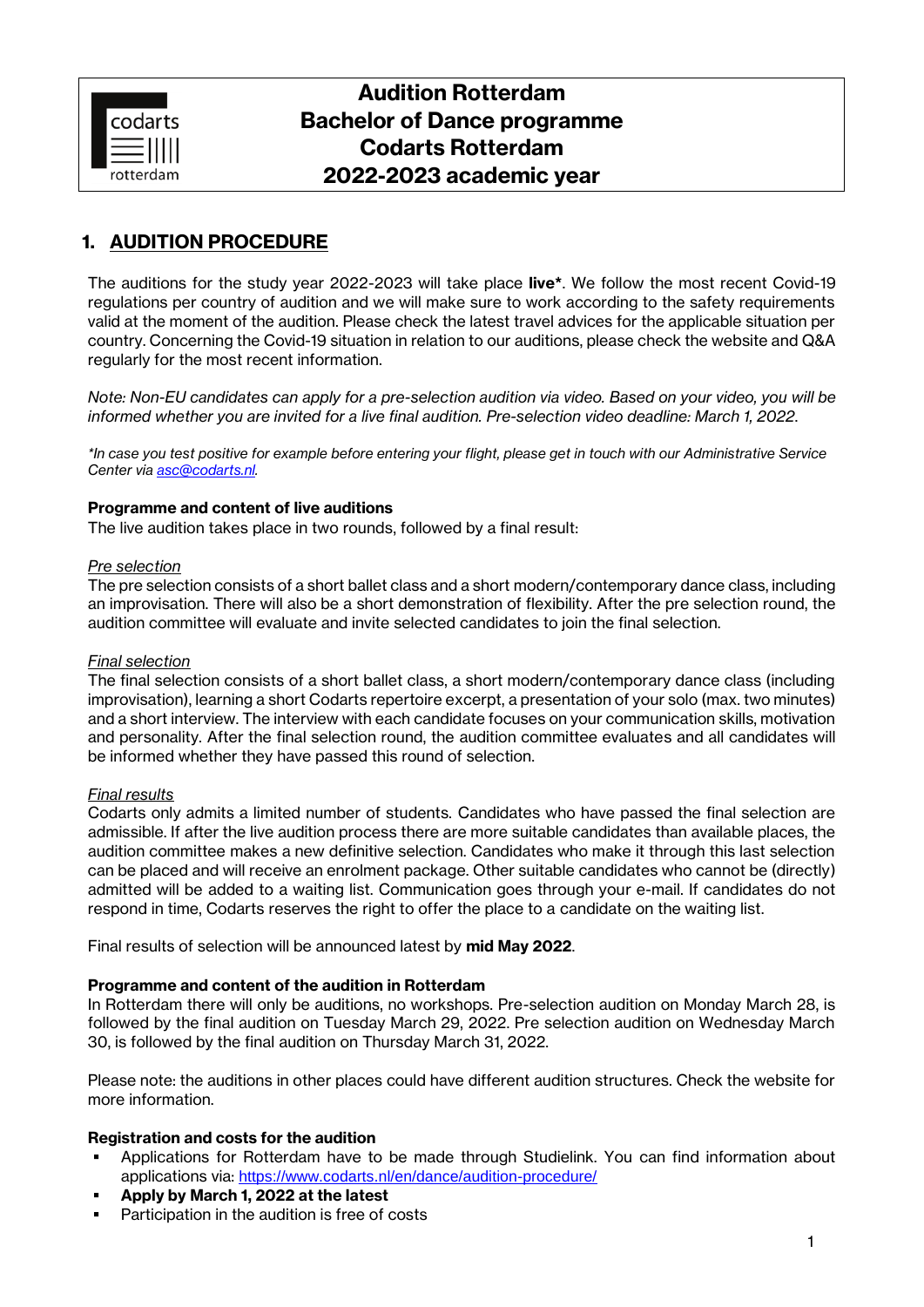# Audition Rotterdam
# Bachelor of Dance programme
# Codarts Rotterdam
# 2022-2023 academic year

## 1. AUDITION PROCEDURE

The auditions for the study year 2022-2023 will take place **live***. We follow the most recent Covid-19 regulations per country of audition and we will make sure to work according to the safety requirements valid at the moment of the audition. Please check the latest travel advices for the applicable situation per country. Concerning the Covid-19 situation in relation to our auditions, please check the website and Q&A regularly for the most recent information.

*Note: Non-EU candidates can apply for a pre-selection audition via video. Based on your video, you will be informed whether you are invited for a live final audition. Pre-selection video deadline: March 1, 2022.*

**In case you test positive for example before entering your flight, please get in touch with our Administrative Service Center via [asc@codarts.nl](mailto:asc@codarts.nl).*

**Programme and content of live auditions**
The live audition takes place in two rounds, followed by a final result:

*Pre selection*
The pre selection consists of a short ballet class and a short modern/contemporary dance class, including an improvisation. There will also be a short demonstration of flexibility. After the pre selection round, the audition committee will evaluate and invite selected candidates to join the final selection.

*Final selection*
The final selection consists of a short ballet class, a short modern/contemporary dance class (including improvisation), learning a short Codarts repertoire excerpt, a presentation of your solo (max. two minutes) and a short interview. The interview with each candidate focuses on your communication skills, motivation and personality. After the final selection round, the audition committee evaluates and all candidates will be informed whether they have passed this round of selection.

*Final results*
Codarts only admits a limited number of students. Candidates who have passed the final selection are admissible. If after the live audition process there are more suitable candidates than available places, the audition committee makes a new definitive selection. Candidates who make it through this last selection can be placed and will receive an enrolment package. Other suitable candidates who cannot be (directly) admitted will be added to a waiting list. Communication goes through your e-mail. If candidates do not respond in time, Codarts reserves the right to offer the place to a candidate on the waiting list.

Final results of selection will be announced latest by **mid May 2022**.

**Programme and content of the audition in Rotterdam**
In Rotterdam there will only be auditions, no workshops. Pre-selection audition on Monday March 28, is followed by the final audition on Tuesday March 29, 2022. Pre selection audition on Wednesday March 30, is followed by the final audition on Thursday March 31, 2022.

Please note: the auditions in other places could have different audition structures. Check the website for more information.

**Registration and costs for the audition**

- Applications for Rotterdam have to be made through Studielink. You can find information about applications via: [https://www.codarts.nl/en/dance/audition-procedure/](https://www.codarts.nl/en/dance/audition-procedure/)
- **Apply by March 1, 2022 at the latest**
- Participation in the audition is free of costs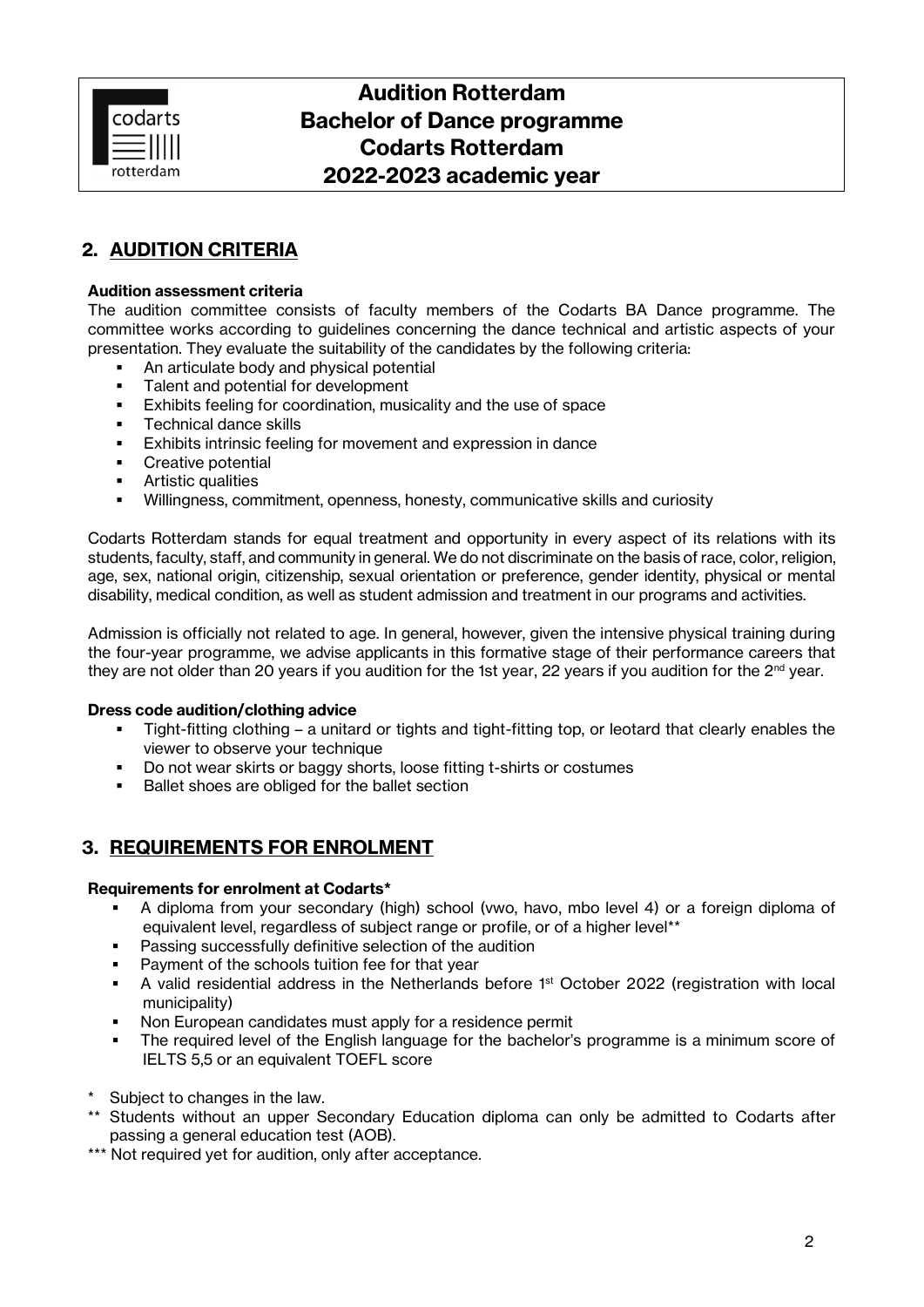# Audition Rotterdam
# Bachelor of Dance programme
# Codarts Rotterdam
# 2022-2023 academic year

## 2. AUDITION CRITERIA

**Audition assessment criteria**

The audition committee consists of faculty members of the Codarts BA Dance programme. The committee works according to guidelines concerning the dance technical and artistic aspects of your presentation. They evaluate the suitability of the candidates by the following criteria:

- An articulate body and physical potential
- Talent and potential for development
- Exhibits feeling for coordination, musicality and the use of space
- Technical dance skills
- Exhibits intrinsic feeling for movement and expression in dance
- Creative potential
- Artistic qualities
- Willingness, commitment, openness, honesty, communicative skills and curiosity

Codarts Rotterdam stands for equal treatment and opportunity in every aspect of its relations with its students, faculty, staff, and community in general. We do not discriminate on the basis of race, color, religion, age, sex, national origin, citizenship, sexual orientation or preference, gender identity, physical or mental disability, medical condition, as well as student admission and treatment in our programs and activities.

Admission is officially not related to age. In general, however, given the intensive physical training during the four-year programme, we advise applicants in this formative stage of their performance careers that they are not older than 20 years if you audition for the 1st year, 22 years if you audition for the 2nd year.

**Dress code audition/clothing advice**

- Tight-fitting clothing – a unitard or tights and tight-fitting top, or leotard that clearly enables the viewer to observe your technique
- Do not wear skirts or baggy shorts, loose fitting t-shirts or costumes
- Ballet shoes are obliged for the ballet section

## 3. REQUIREMENTS FOR ENROLMENT

**Requirements for enrolment at Codarts***

- A diploma from your secondary (high) school (vwo, havo, mbo level 4) or a foreign diploma of equivalent level, regardless of subject range or profile, or of a higher level**
- Passing successfully definitive selection of the audition
- Payment of the schools tuition fee for that year
- A valid residential address in the Netherlands before 1st October 2022 (registration with local municipality)
- Non European candidates must apply for a residence permit
- The required level of the English language for the bachelor's programme is a minimum score of IELTS 5,5 or an equivalent TOEFL score

\* Subject to changes in the law.

** Students without an upper Secondary Education diploma can only be admitted to Codarts after passing a general education test (AOB).

*** Not required yet for audition, only after acceptance.